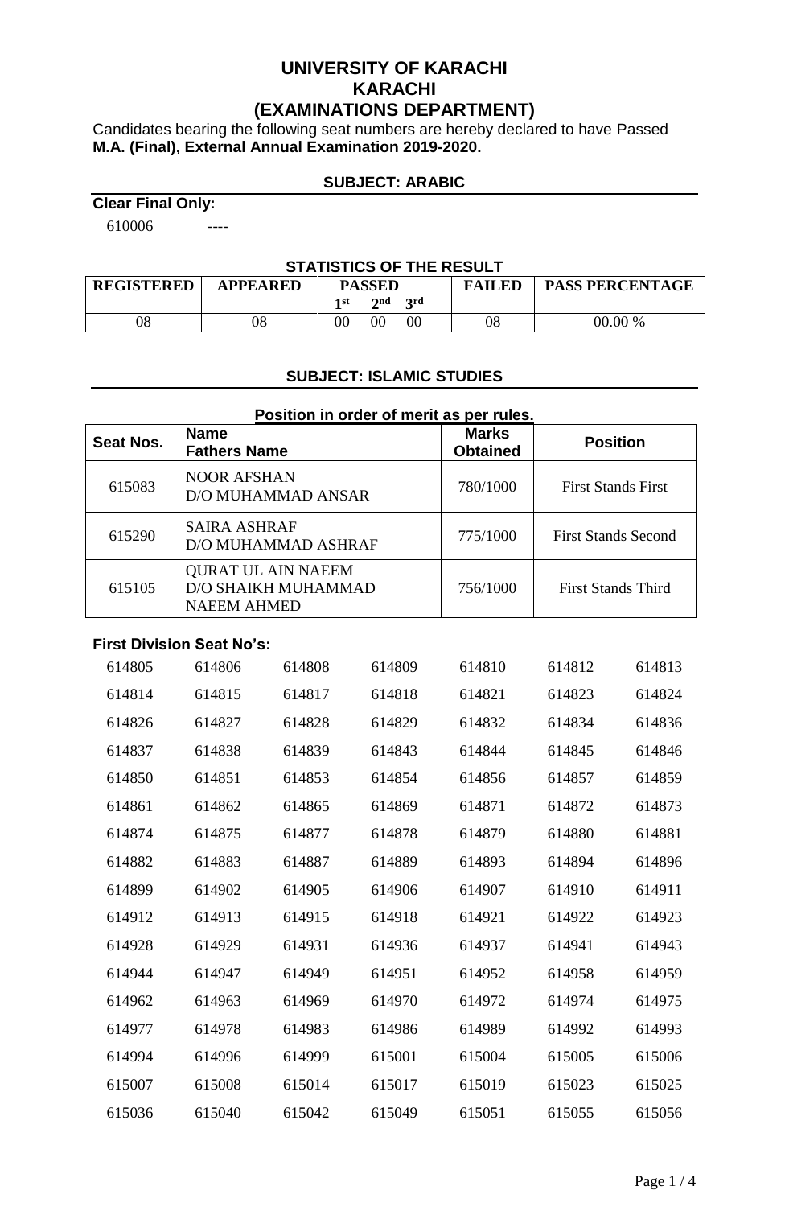# UNIVERSITY OF KARACHI
## KARACHI
## (EXAMINATIONS DEPARTMENT)

Candidates bearing the following seat numbers are hereby declared to have Passed **M.A. (Final), External Annual Examination 2019-2020.**

### SUBJECT: ARABIC

**Clear Final Only:**

610006 ----

**STATISTICS OF THE RESULT**

| REGISTERED | APPEARED | PASSED | | | FAILED | PASS PERCENTAGE |
|---|---|---|---|---|---|---|
| | | 1st | 2nd | 3rd | | |
| 08 | 08 | 00 | 00 | 00 | 08 | 00.00 % |

### SUBJECT: ISLAMIC STUDIES

**Position in order of merit as per rules.**

| Seat Nos. | Name<br>Fathers Name | Marks Obtained | Position |
|---|---|---|---|
| 615083 | NOOR AFSHAN<br>D/O MUHAMMAD ANSAR | 780/1000 | First Stands First |
| 615290 | SAIRA ASHRAF<br>D/O MUHAMMAD ASHRAF | 775/1000 | First Stands Second |
| 615105 | QURAT UL AIN NAEEM<br>D/O SHAIKH MUHAMMAD NAEEM AHMED | 756/1000 | First Stands Third |

**First Division Seat No's:**

614805 614806 614808 614809 614810 614812 614813
614814 614815 614817 614818 614821 614823 614824
614826 614827 614828 614829 614832 614834 614836
614837 614838 614839 614843 614844 614845 614846
614850 614851 614853 614854 614856 614857 614859
614861 614862 614865 614869 614871 614872 614873
614874 614875 614877 614878 614879 614880 614881
614882 614883 614887 614889 614893 614894 614896
614899 614902 614905 614906 614907 614910 614911
614912 614913 614915 614918 614921 614922 614923
614928 614929 614931 614936 614937 614941 614943
614944 614947 614949 614951 614952 614958 614959
614962 614963 614969 614970 614972 614974 614975
614977 614978 614983 614986 614989 614992 614993
614994 614996 614999 615001 615004 615005 615006
615007 615008 615014 615017 615019 615023 615025
615036 615040 615042 615049 615051 615055 615056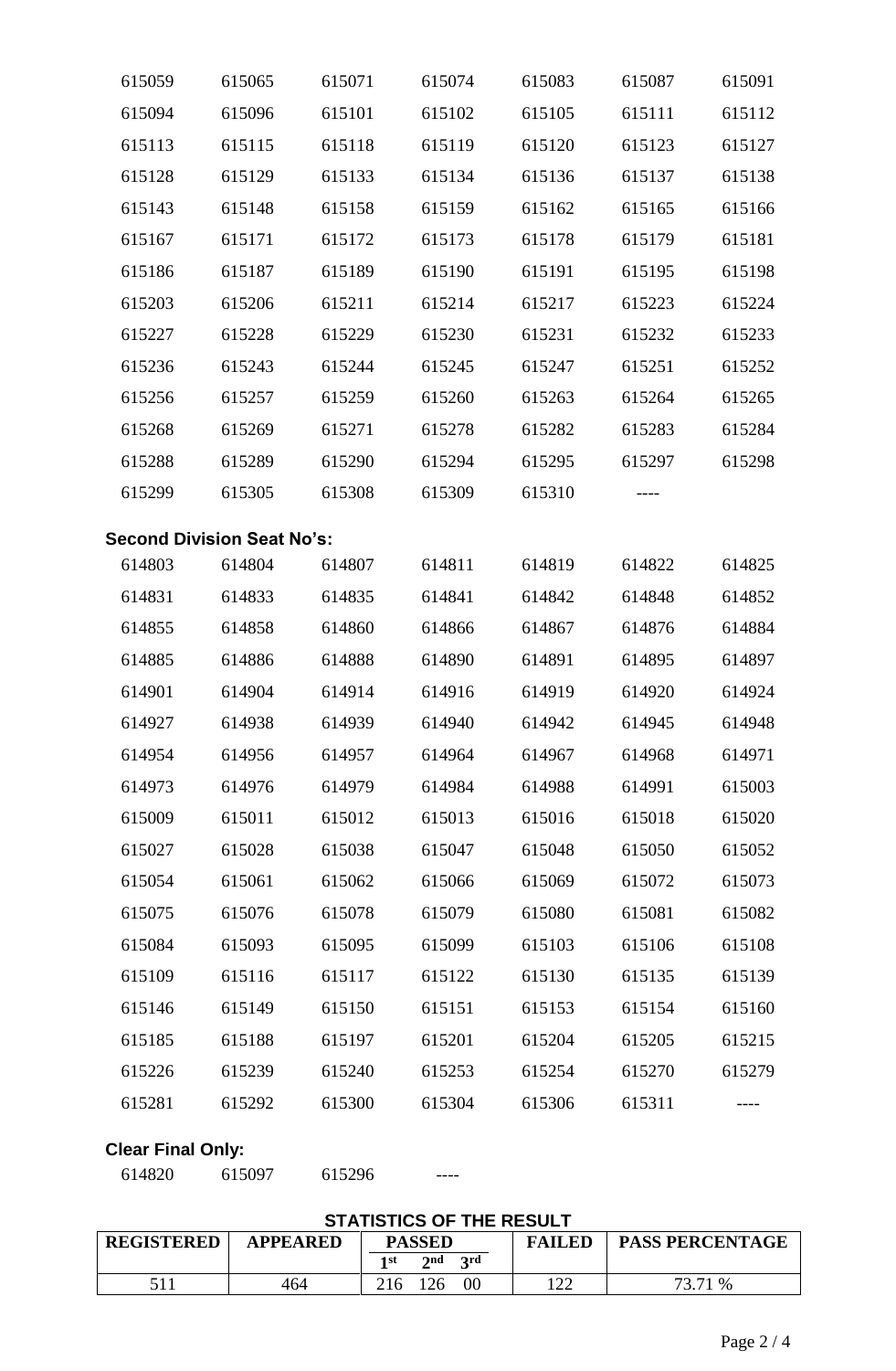| | | | | | | |
|---|---|---|---|---|---|---|
| 615059 | 615065 | 615071 | 615074 | 615083 | 615087 | 615091 |
| 615094 | 615096 | 615101 | 615102 | 615105 | 615111 | 615112 |
| 615113 | 615115 | 615118 | 615119 | 615120 | 615123 | 615127 |
| 615128 | 615129 | 615133 | 615134 | 615136 | 615137 | 615138 |
| 615143 | 615148 | 615158 | 615159 | 615162 | 615165 | 615166 |
| 615167 | 615171 | 615172 | 615173 | 615178 | 615179 | 615181 |
| 615186 | 615187 | 615189 | 615190 | 615191 | 615195 | 615198 |
| 615203 | 615206 | 615211 | 615214 | 615217 | 615223 | 615224 |
| 615227 | 615228 | 615229 | 615230 | 615231 | 615232 | 615233 |
| 615236 | 615243 | 615244 | 615245 | 615247 | 615251 | 615252 |
| 615256 | 615257 | 615259 | 615260 | 615263 | 615264 | 615265 |
| 615268 | 615269 | 615271 | 615278 | 615282 | 615283 | 615284 |
| 615288 | 615289 | 615290 | 615294 | 615295 | 615297 | 615298 |
| 615299 | 615305 | 615308 | 615309 | 615310 | ---- | |

**Second Division Seat No's:**

| | | | | | | |
|---|---|---|---|---|---|---|
| 614803 | 614804 | 614807 | 614811 | 614819 | 614822 | 614825 |
| 614831 | 614833 | 614835 | 614841 | 614842 | 614848 | 614852 |
| 614855 | 614858 | 614860 | 614866 | 614867 | 614876 | 614884 |
| 614885 | 614886 | 614888 | 614890 | 614891 | 614895 | 614897 |
| 614901 | 614904 | 614914 | 614916 | 614919 | 614920 | 614924 |
| 614927 | 614938 | 614939 | 614940 | 614942 | 614945 | 614948 |
| 614954 | 614956 | 614957 | 614964 | 614967 | 614968 | 614971 |
| 614973 | 614976 | 614979 | 614984 | 614988 | 614991 | 615003 |
| 615009 | 615011 | 615012 | 615013 | 615016 | 615018 | 615020 |
| 615027 | 615028 | 615038 | 615047 | 615048 | 615050 | 615052 |
| 615054 | 615061 | 615062 | 615066 | 615069 | 615072 | 615073 |
| 615075 | 615076 | 615078 | 615079 | 615080 | 615081 | 615082 |
| 615084 | 615093 | 615095 | 615099 | 615103 | 615106 | 615108 |
| 615109 | 615116 | 615117 | 615122 | 615130 | 615135 | 615139 |
| 615146 | 615149 | 615150 | 615151 | 615153 | 615154 | 615160 |
| 615185 | 615188 | 615197 | 615201 | 615204 | 615205 | 615215 |
| 615226 | 615239 | 615240 | 615253 | 615254 | 615270 | 615279 |
| 615281 | 615292 | 615300 | 615304 | 615306 | 615311 | ---- |

**Clear Final Only:**

| | | | |
|---|---|---|---|
| 614820 | 615097 | 615296 | ---- |

**STATISTICS OF THE RESULT**

| REGISTERED | APPEARED | PASSED | | | FAILED | PASS PERCENTAGE |
|---|---|---|---|---|---|---|
| | | 1st | 2nd | 3rd | | |
| 511 | 464 | 216 | 126 | 00 | 122 | 73.71 % |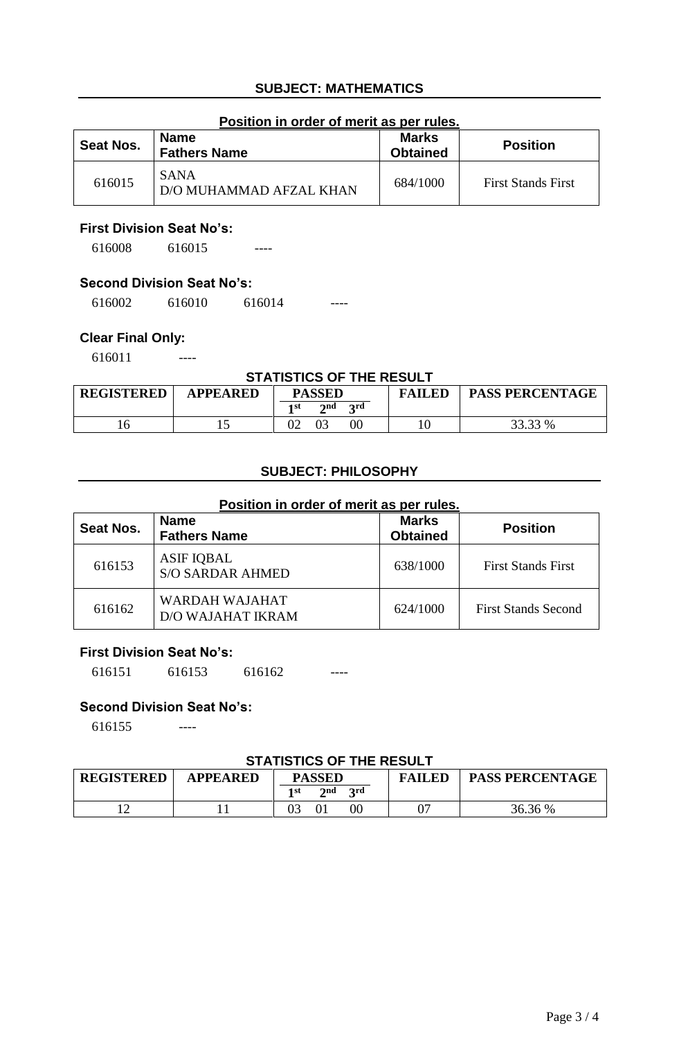## SUBJECT: MATHEMATICS

**Position in order of merit as per rules.**

| Seat Nos. | Name<br>Fathers Name | Marks Obtained | Position |
|---|---|---|---|
| 616015 | SANA<br>D/O MUHAMMAD AFZAL KHAN | 684/1000 | First Stands First |

**First Division Seat No's:**

616008 616015 ----

**Second Division Seat No's:**

616002 616010 616014 ----

**Clear Final Only:**

616011 ----

**STATISTICS OF THE RESULT**

| REGISTERED | APPEARED | PASSED | | | FAILED | PASS PERCENTAGE |
|---|---|---|---|---|---|---|
| | | 1st | 2nd | 3rd | | |
| 16 | 15 | 02 | 03 | 00 | 10 | 33.33 % |

## SUBJECT: PHILOSOPHY

**Position in order of merit as per rules.**

| Seat Nos. | Name<br>Fathers Name | Marks Obtained | Position |
|---|---|---|---|
| 616153 | ASIF IQBAL<br>S/O SARDAR AHMED | 638/1000 | First Stands First |
| 616162 | WARDAH WAJAHAT<br>D/O WAJAHAT IKRAM | 624/1000 | First Stands Second |

**First Division Seat No's:**

616151 616153 616162 ----

**Second Division Seat No's:**

616155 ----

**STATISTICS OF THE RESULT**

| REGISTERED | APPEARED | PASSED | | | FAILED | PASS PERCENTAGE |
|---|---|---|---|---|---|---|
| | | 1st | 2nd | 3rd | | |
| 12 | 11 | 03 | 01 | 00 | 07 | 36.36 % |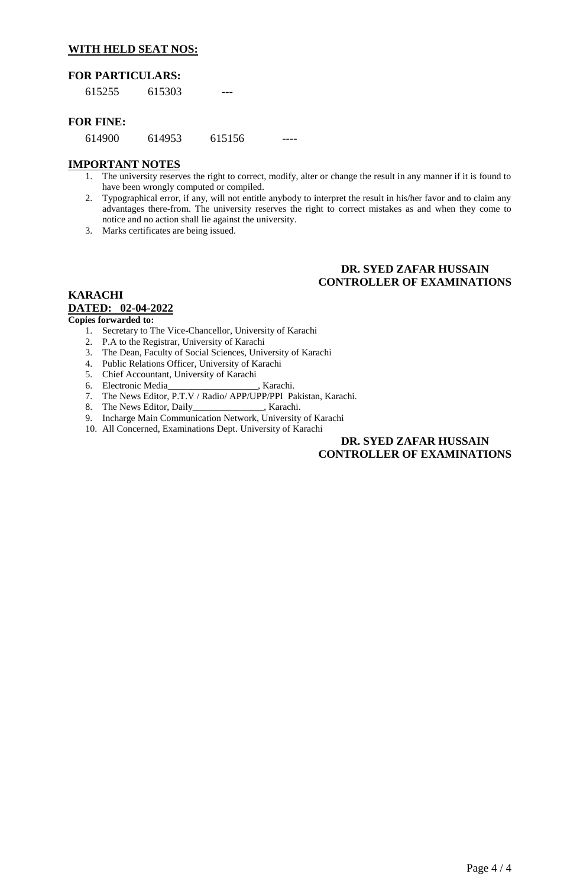**<u>WITH HELD SEAT NOS:</u>**

**FOR PARTICULARS:**

615255 615303 ---

**FOR FINE:**

614900 614953 615156 ----

**<u>IMPORTANT NOTES</u>**

1. The university reserves the right to correct, modify, alter or change the result in any manner if it is found to have been wrongly computed or compiled.
2. Typographical error, if any, will not entitle anybody to interpret the result in his/her favor and to claim any advantages there-from. The university reserves the right to correct mistakes as and when they come to notice and no action shall lie against the university.
3. Marks certificates are being issued.

**DR. SYED ZAFAR HUSSAIN**
**CONTROLLER OF EXAMINATIONS**

**KARACHI**
**<u>DATED: 02-04-2022</u>**

**Copies forwarded to:**

1. Secretary to The Vice-Chancellor, University of Karachi
2. P.A to the Registrar, University of Karachi
3. The Dean, Faculty of Social Sciences, University of Karachi
4. Public Relations Officer, University of Karachi
5. Chief Accountant, University of Karachi
6. Electronic Media___________________, Karachi.
7. The News Editor, P.T.V / Radio/ APP/UPP/PPI Pakistan, Karachi.
8. The News Editor, Daily_______________, Karachi.
9. Incharge Main Communication Network, University of Karachi
10. All Concerned, Examinations Dept. University of Karachi

**DR. SYED ZAFAR HUSSAIN**
**CONTROLLER OF EXAMINATIONS**